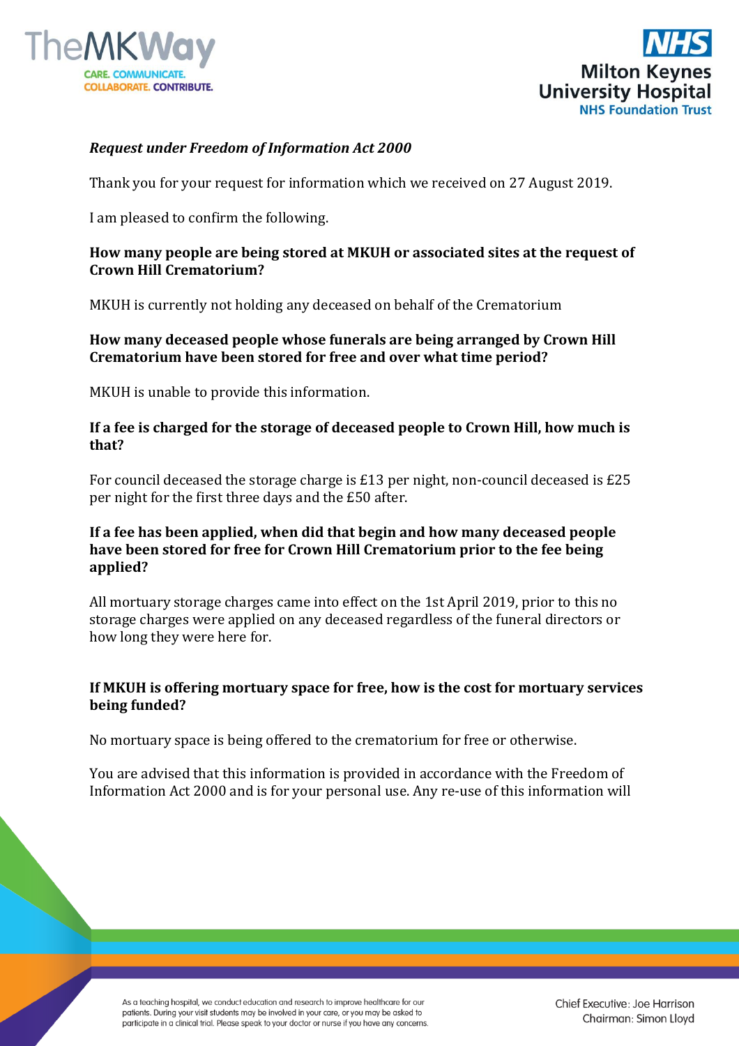*Request under Freedom of Information Act 2000*

Thank you for your request for information which we received on 27 August 2019.

I am pleased to confirm the following.

**How many people are being stored at MKUH or associated sites at the request of Crown Hill Crematorium?**

MKUH is currently not holding any deceased on behalf of the Crematorium

**How many deceased people whose funerals are being arranged by Crown Hill Crematorium have been stored for free and over what time period?**

MKUH is unable to provide this information.

**If a fee is charged for the storage of deceased people to Crown Hill, how much is that?**

For council deceased the storage charge is £13 per night, non-council deceased is £25 per night for the first three days and the £50 after.

**If a fee has been applied, when did that begin and how many deceased people have been stored for free for Crown Hill Crematorium prior to the fee being applied?**

All mortuary storage charges came into effect on the 1st April 2019, prior to this no storage charges were applied on any deceased regardless of the funeral directors or how long they were here for.

**If MKUH is offering mortuary space for free, how is the cost for mortuary services being funded?**

No mortuary space is being offered to the crematorium for free or otherwise.

You are advised that this information is provided in accordance with the Freedom of Information Act 2000 and is for your personal use. Any re-use of this information will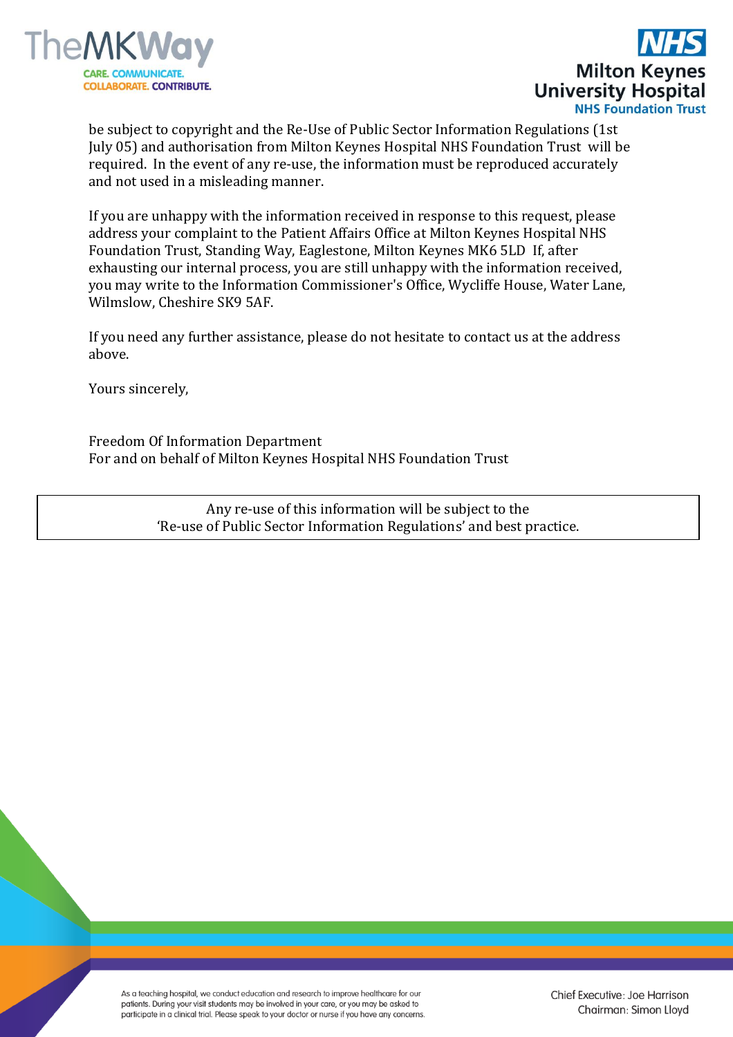be subject to copyright and the Re-Use of Public Sector Information Regulations (1st July 05) and authorisation from Milton Keynes Hospital NHS Foundation Trust will be required. In the event of any re-use, the information must be reproduced accurately and not used in a misleading manner.

If you are unhappy with the information received in response to this request, please address your complaint to the Patient Affairs Office at Milton Keynes Hospital NHS Foundation Trust, Standing Way, Eaglestone, Milton Keynes MK6 5LD If, after exhausting our internal process, you are still unhappy with the information received, you may write to the Information Commissioner's Office, Wycliffe House, Water Lane, Wilmslow, Cheshire SK9 5AF.

If you need any further assistance, please do not hesitate to contact us at the address above.

Yours sincerely,

Freedom Of Information Department
For and on behalf of Milton Keynes Hospital NHS Foundation Trust

Any re-use of this information will be subject to the 'Re-use of Public Sector Information Regulations' and best practice.